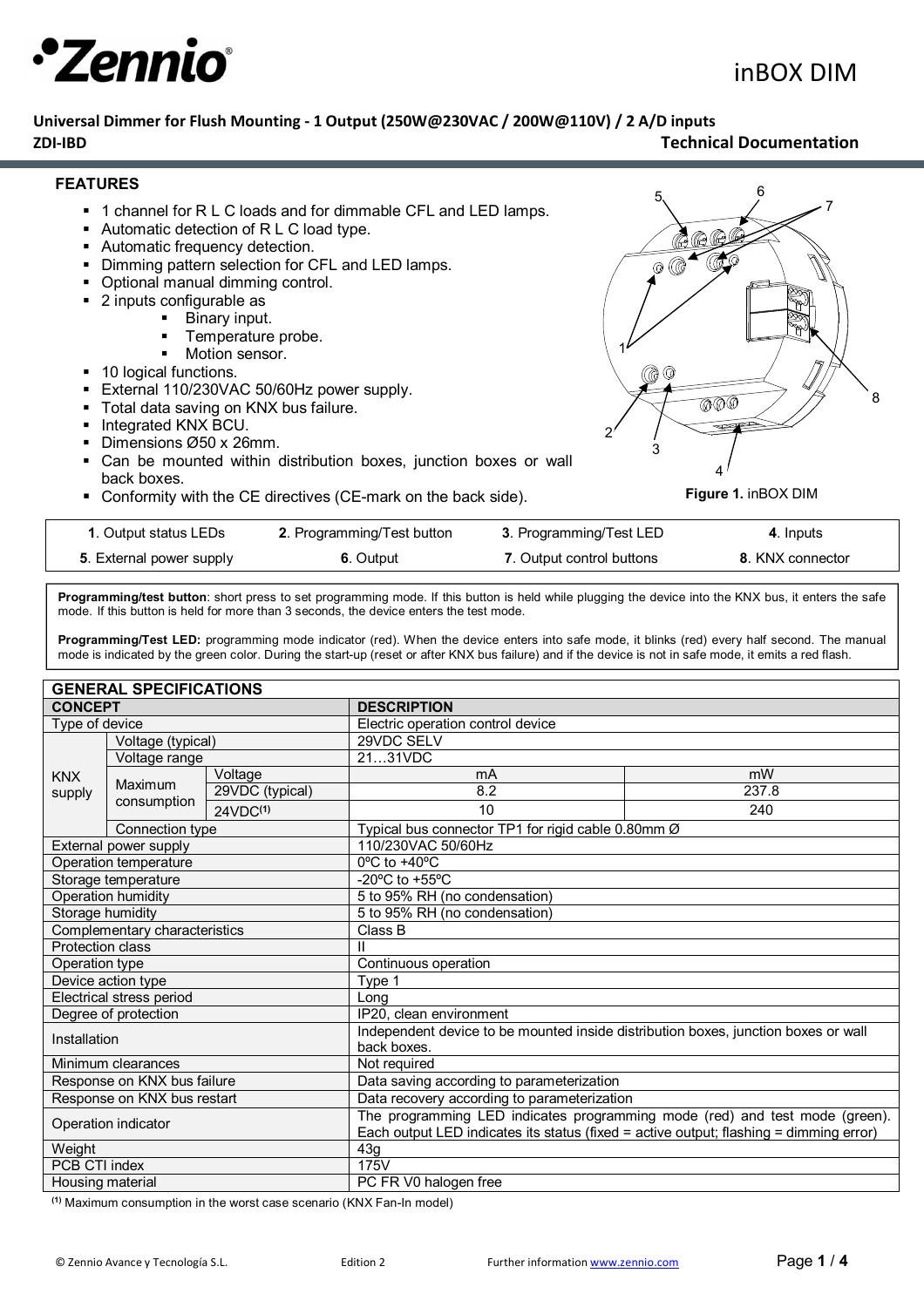# inBOX DIM

**Universal Dimmer for Flush Mounting - 1 Output (250W@230VAC / 200W@110V) / 2 A/D inputs**

**ZDI-IBD**

**Technical Documentation**

## FEATURES

- 1 channel for R L C loads and for dimmable CFL and LED lamps.
- Automatic detection of R L C load type.
- Automatic frequency detection.
- Dimming pattern selection for CFL and LED lamps.
- Optional manual dimming control.
- 2 inputs configurable as
  - Binary input.
  - Temperature probe.
  - Motion sensor.
- 10 logical functions.
- External 110/230VAC 50/60Hz power supply.
- Total data saving on KNX bus failure.
- Integrated KNX BCU.
- Dimensions Ø50 x 26mm.
- Can be mounted within distribution boxes, junction boxes or wall back boxes.
- Conformity with the CE directives (CE-mark on the back side).

5 6 7 1 2 3 4 8

**Figure 1.** inBOX DIM

| | | | |
|---|---|---|---|
| **1**. Output status LEDs | **2**. Programming/Test button | **3**. Programming/Test LED | **4**. Inputs |
| **5**. External power supply | **6**. Output | **7**. Output control buttons | **8**. KNX connector |

**Programming/test button**: short press to set programming mode. If this button is held while plugging the device into the KNX bus, it enters the safe mode. If this button is held for more than 3 seconds, the device enters the test mode.

**Programming/Test LED:** programming mode indicator (red). When the device enters into safe mode, it blinks (red) every half second. The manual mode is indicated by the green color. During the start-up (reset or after KNX bus failure) and if the device is not in safe mode, it emits a red flash.

## GENERAL SPECIFICATIONS

| CONCEPT | | | DESCRIPTION | |
|---|---|---|---|---|
| Type of device | | | Electric operation control device | |
| KNX supply | Voltage (typical) | | 29VDC SELV | |
| | Voltage range | | 21…31VDC | |
| | Maximum consumption | Voltage | mA | mW |
| | | 29VDC (typical) | 8.2 | 237.8 |
| | | 24VDC[1] | 10 | 240 |
| | Connection type | | Typical bus connector TP1 for rigid cable 0.80mm Ø | |
| External power supply | | | 110/230VAC 50/60Hz | |
| Operation temperature | | | 0ºC to +40ºC | |
| Storage temperature | | | -20ºC to +55ºC | |
| Operation humidity | | | 5 to 95% RH (no condensation) | |
| Storage humidity | | | 5 to 95% RH (no condensation) | |
| Complementary characteristics | | | Class B | |
| Protection class | | | II | |
| Operation type | | | Continuous operation | |
| Device action type | | | Type 1 | |
| Electrical stress period | | | Long | |
| Degree of protection | | | IP20, clean environment | |
| Installation | | | Independent device to be mounted inside distribution boxes, junction boxes or wall back boxes. | |
| Minimum clearances | | | Not required | |
| Response on KNX bus failure | | | Data saving according to parameterization | |
| Response on KNX bus restart | | | Data recovery according to parameterization | |
| Operation indicator | | | The programming LED indicates programming mode (red) and test mode (green). Each output LED indicates its status (fixed = active output; flashing = dimming error) | |
| Weight | | | 43g | |
| PCB CTI index | | | 175V | |
| Housing material | | | PC FR V0 halogen free | |

[1] Maximum consumption in the worst case scenario (KNX Fan-In model)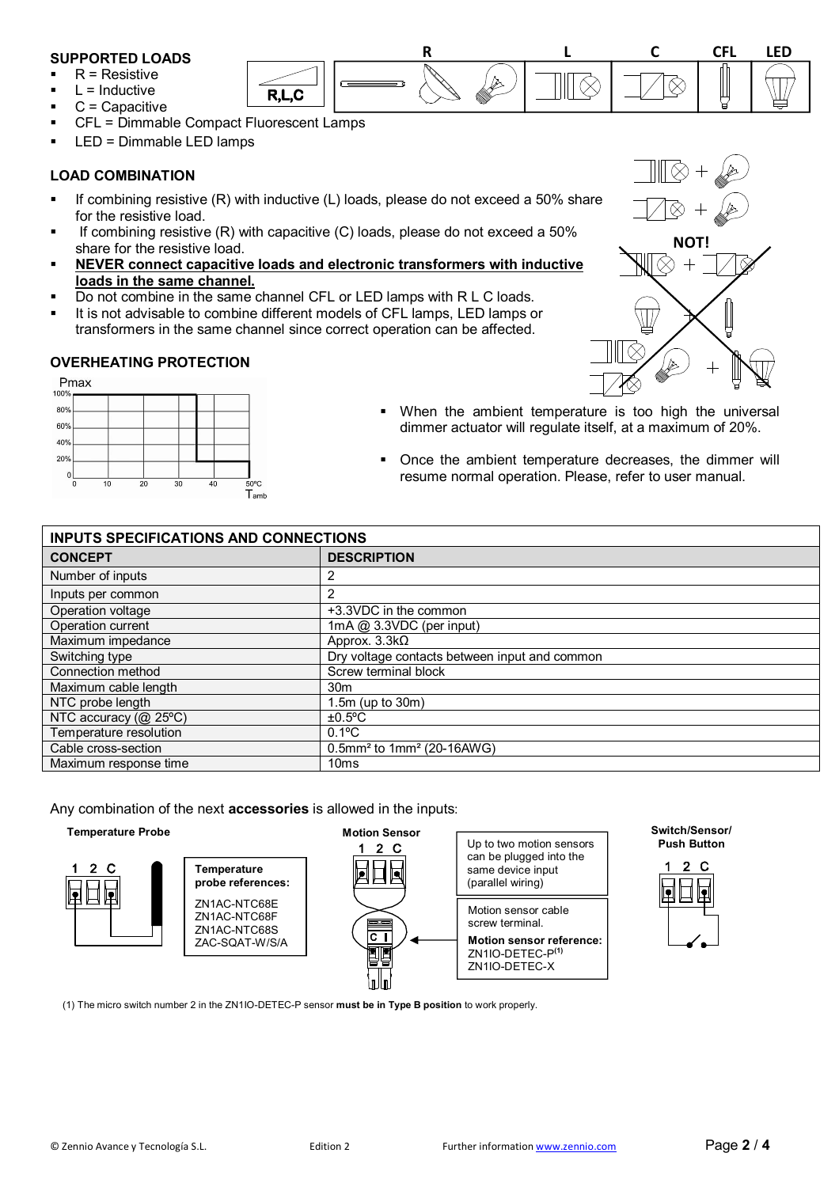## SUPPORTED LOADS

- R = Resistive
- L = Inductive
- C = Capacitive
- CFL = Dimmable Compact Fluorescent Lamps
- LED = Dimmable LED lamps

R,L,C

R L C CFL LED

## LOAD COMBINATION

- If combining resistive (R) with inductive (L) loads, please do not exceed a 50% share for the resistive load.
- If combining resistive (R) with capacitive (C) loads, please do not exceed a 50% share for the resistive load.
- **NEVER connect capacitive loads and electronic transformers with inductive loads in the same channel.**
- Do not combine in the same channel CFL or LED lamps with R L C loads.
- It is not advisable to combine different models of CFL lamps, LED lamps or transformers in the same channel since correct operation can be affected.

NOT!

## OVERHEATING PROTECTION

Pmax
100%
80%
60%
40%
20%
0
0 10 20 30 40 50ºC
$T_{amb}$

- When the ambient temperature is too high the universal dimmer actuator will regulate itself, at a maximum of 20%.
- Once the ambient temperature decreases, the dimmer will resume normal operation. Please, refer to user manual.

| INPUTS SPECIFICATIONS AND CONNECTIONS | |
|---|---|
| **CONCEPT** | **DESCRIPTION** |
| Number of inputs | 2 |
| Inputs per common | 2 |
| Operation voltage | +3.3VDC in the common |
| Operation current | 1mA @ 3.3VDC (per input) |
| Maximum impedance | Approx. 3.3kΩ |
| Switching type | Dry voltage contacts between input and common |
| Connection method | Screw terminal block |
| Maximum cable length | 30m |
| NTC probe length | 1.5m (up to 30m) |
| NTC accuracy (@ 25ºC) | ±0.5ºC |
| Temperature resolution | 0.1ºC |
| Cable cross-section | 0.5mm² to 1mm² (20-16AWG) |
| Maximum response time | 10ms |

Any combination of the next **accessories** is allowed in the inputs:

**Temperature Probe**

1 2 C

**Temperature probe references:**

ZN1AC-NTC68E
ZN1AC-NTC68F
ZN1AC-NTC68S
ZAC-SQAT-W/S/A

**Motion Sensor**

1 2 C

Up to two motion sensors can be plugged into the same device input (parallel wiring)

Motion sensor cable screw terminal.

**Motion sensor reference:**
ZN1IO-DETEC-P(1)
ZN1IO-DETEC-X

**Switch/Sensor/ Push Button**

1 2 C

(1) The micro switch number 2 in the ZN1IO-DETEC-P sensor **must be in Type B position** to work properly.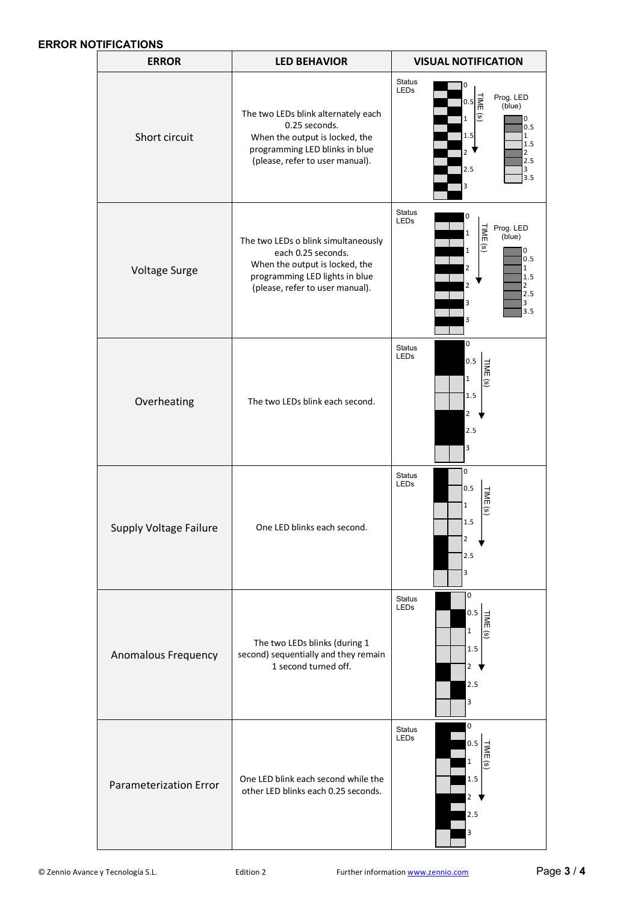## ERROR NOTIFICATIONS

| ERROR | LED BEHAVIOR | VISUAL NOTIFICATION |
|---|---|---|
| Short circuit | The two LEDs blink alternately each 0.25 seconds. When the output is locked, the programming LED blinks in blue (please, refer to user manual). | Status LEDs 0 0.5 1 1.5 2 2.5 3 TIME (s) Prog. LED (blue) 0 0.5 1 1.5 2 2.5 3 3.5 |
| Voltage Surge | The two LEDs o blink simultaneously each 0.25 seconds. When the output is locked, the programming LED lights in blue (please, refer to user manual). | Status LEDs 0 1 1 2 2 3 3 TIME (s) Prog. LED (blue) 0 0.5 1 1.5 2 2.5 3 3.5 |
| Overheating | The two LEDs blink each second. | Status LEDs 0 0.5 1 1.5 2 2.5 3 TIME (s) |
| Supply Voltage Failure | One LED blinks each second. | Status LEDs 0 0.5 1 1.5 2 2.5 3 TIME (s) |
| Anomalous Frequency | The two LEDs blinks (during 1 second) sequentially and they remain 1 second turned off. | Status LEDs 0 0.5 1 1.5 2 2.5 3 TIME (s) |
| Parameterization Error | One LED blink each second while the other LED blinks each 0.25 seconds. | Status LEDs 0 0.5 1 1.5 2 2.5 3 TIME (s) |

© Zennio Avance y Tecnología S.L. Edition 2 Further information www.zennio.com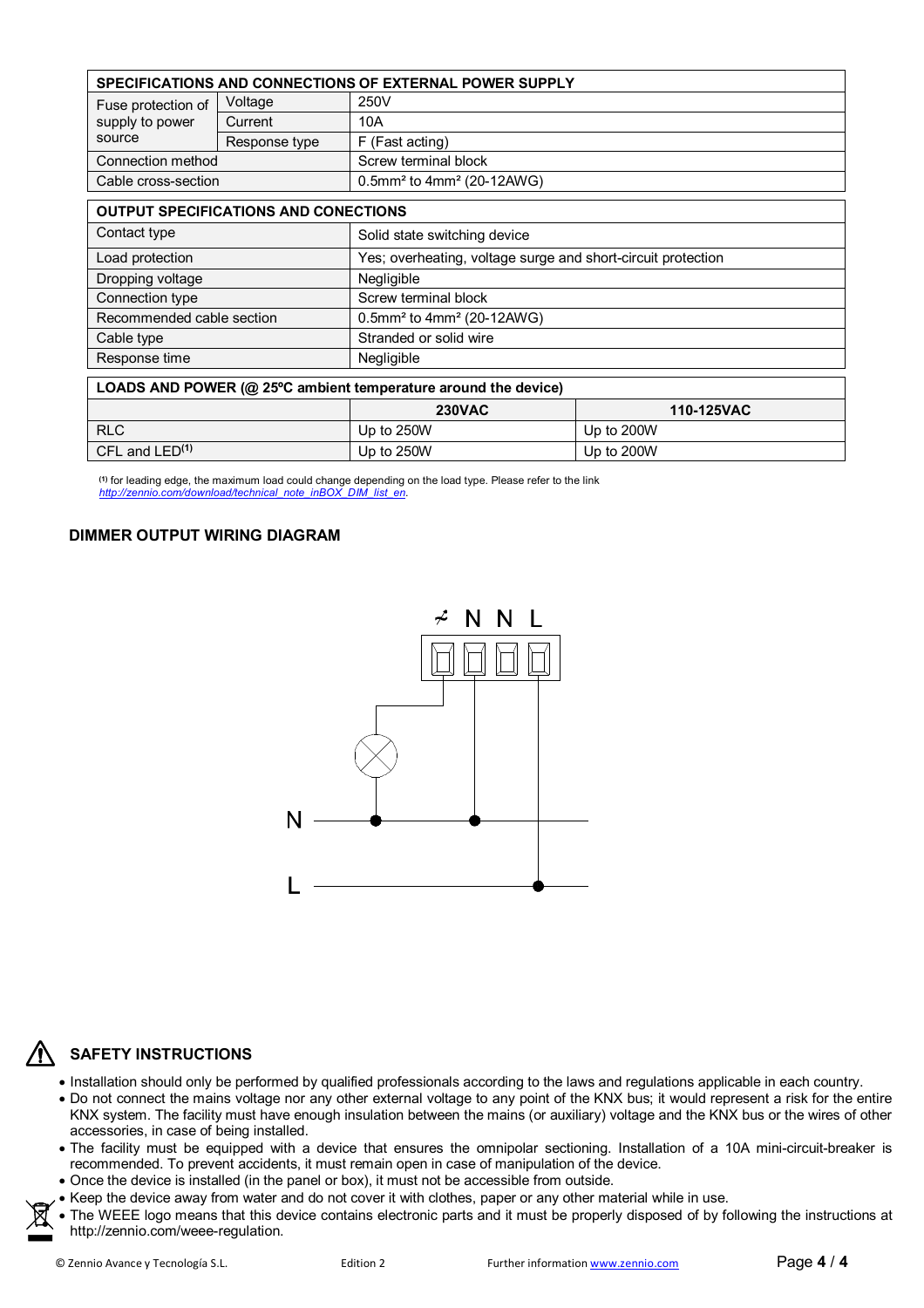| SPECIFICATIONS AND CONNECTIONS OF EXTERNAL POWER SUPPLY | | |
|---|---|---|
| Fuse protection of supply to power source | Voltage | 250V |
| | Current | 10A |
| | Response type | F (Fast acting) |
| Connection method | | Screw terminal block |
| Cable cross-section | | 0.5mm² to 4mm² (20-12AWG) |

| OUTPUT SPECIFICATIONS AND CONECTIONS | |
|---|---|
| Contact type | Solid state switching device |
| Load protection | Yes; overheating, voltage surge and short-circuit protection |
| Dropping voltage | Negligible |
| Connection type | Screw terminal block |
| Recommended cable section | 0.5mm² to 4mm² (20-12AWG) |
| Cable type | Stranded or solid wire |
| Response time | Negligible |

| LOADS AND POWER (@ 25ºC ambient temperature around the device) | | |
|---|---|---|
| | **230VAC** | **110-125VAC** |
| RLC | Up to 250W | Up to 200W |
| CFL and LED(1) | Up to 250W | Up to 200W |

(1) for leading edge, the maximum load could change depending on the load type. Please refer to the link *http://zennio.com/download/technical_note_inBOX_DIM_list_en*.

## DIMMER OUTPUT WIRING DIAGRAM

N N L

N

L

## SAFETY INSTRUCTIONS

- Installation should only be performed by qualified professionals according to the laws and regulations applicable in each country.
- Do not connect the mains voltage nor any other external voltage to any point of the KNX bus; it would represent a risk for the entire KNX system. The facility must have enough insulation between the mains (or auxiliary) voltage and the KNX bus or the wires of other accessories, in case of being installed.
- The facility must be equipped with a device that ensures the omnipolar sectioning. Installation of a 10A mini-circuit-breaker is recommended. To prevent accidents, it must remain open in case of manipulation of the device.
- Once the device is installed (in the panel or box), it must not be accessible from outside.
- Keep the device away from water and do not cover it with clothes, paper or any other material while in use.
- The WEEE logo means that this device contains electronic parts and it must be properly disposed of by following the instructions at http://zennio.com/weee-regulation.

© Zennio Avance y Tecnología S.L. Edition 2 Further information www.zennio.com